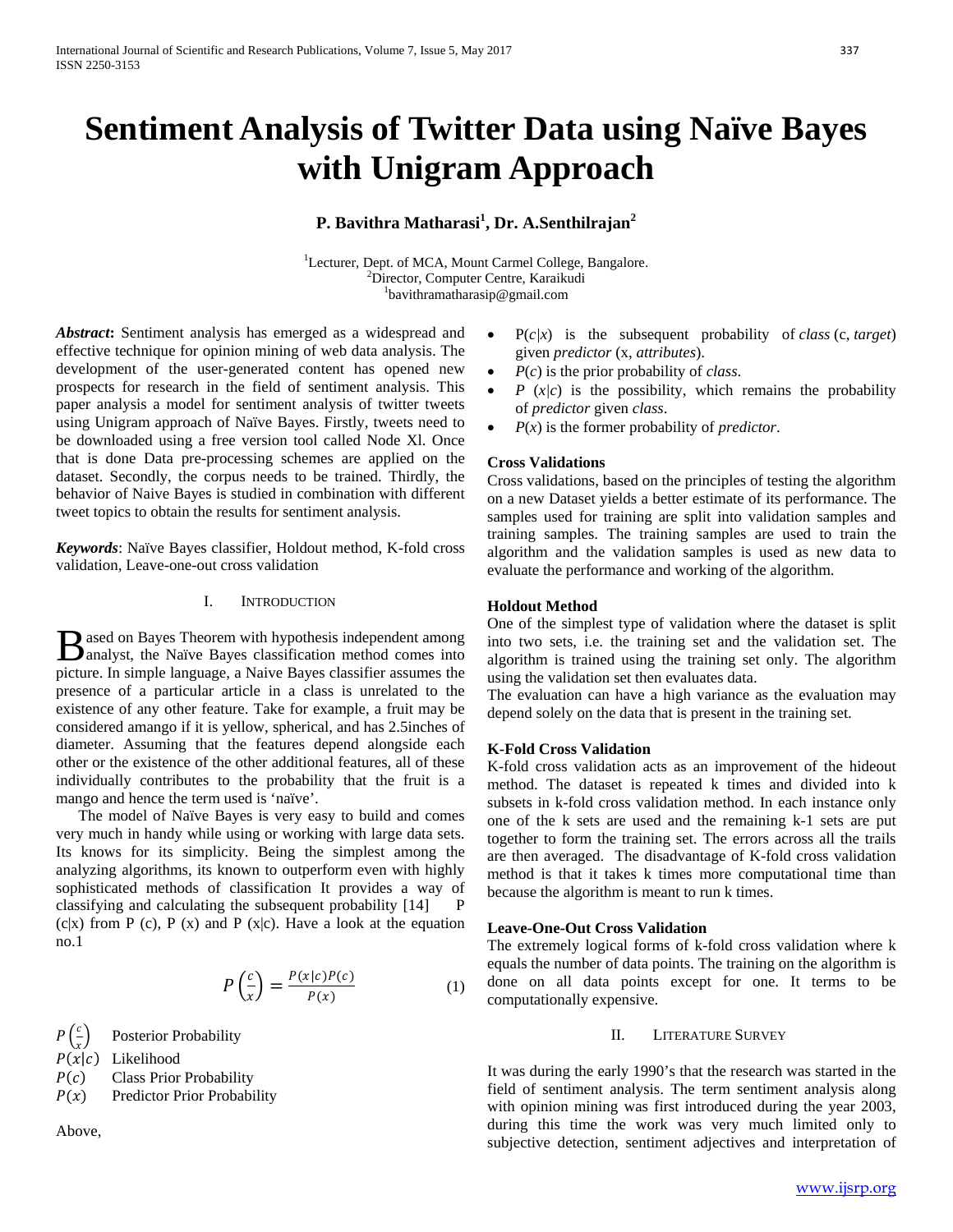# Sentiment Analysis of Twitter Data using Naïve Bayes with Unigram Approach

**P. Bavithra Matharasi[1], Dr. A.Senthilrajan[2]**

[1]Lecturer, Dept. of MCA, Mount Carmel College, Bangalore.
[2]Director, Computer Centre, Karaikudi
[1]bavithramatharasip@gmail.com

***Abstract*:** Sentiment analysis has emerged as a widespread and effective technique for opinion mining of web data analysis. The development of the user-generated content has opened new prospects for research in the field of sentiment analysis. This paper analysis a model for sentiment analysis of twitter tweets using Unigram approach of Naïve Bayes. Firstly, tweets need to be downloaded using a free version tool called Node Xl. Once that is done Data pre-processing schemes are applied on the dataset. Secondly, the corpus needs to be trained. Thirdly, the behavior of Naive Bayes is studied in combination with different tweet topics to obtain the results for sentiment analysis.

***Keywords*:** Naïve Bayes classifier, Holdout method, K-fold cross validation, Leave-one-out cross validation

## I. Introduction

Based on Bayes Theorem with hypothesis independent among analyst, the Naïve Bayes classification method comes into picture. In simple language, a Naive Bayes classifier assumes the presence of a particular article in a class is unrelated to the existence of any other feature. Take for example, a fruit may be considered amango if it is yellow, spherical, and has 2.5inches of diameter. Assuming that the features depend alongside each other or the existence of the other additional features, all of these individually contributes to the probability that the fruit is a mango and hence the term used is 'naïve'.

The model of Naïve Bayes is very easy to build and comes very much in handy while using or working with large data sets. Its knows for its simplicity. Being the simplest among the analyzing algorithms, its known to outperform even with highly sophisticated methods of classification It provides a way of classifying and calculating the subsequent probability [14] P (c|x) from P (c), P (x) and P (x|c). Have a look at the equation no.1

$$P\left(\frac{c}{x}\right) = \frac{P(x|c)P(c)}{P(x)} \qquad (1)$$

$P\left(\frac{c}{x}\right)$ Posterior Probability
$P(x|c)$ Likelihood
$P(c)$ Class Prior Probability
$P(x)$ Predictor Prior Probability

Above,

- P(*c*|*x*) is the subsequent probability of *class* (c, *target*) given *predictor* (x, *attributes*).
- *P*(*c*) is the prior probability of *class*.
- *P* (*x*|*c*) is the possibility, which remains the probability of *predictor* given *class*.
- *P*(*x*) is the former probability of *predictor*.

### Cross Validations

Cross validations, based on the principles of testing the algorithm on a new Dataset yields a better estimate of its performance. The samples used for training are split into validation samples and training samples. The training samples are used to train the algorithm and the validation samples is used as new data to evaluate the performance and working of the algorithm.

### Holdout Method

One of the simplest type of validation where the dataset is split into two sets, i.e. the training set and the validation set. The algorithm is trained using the training set only. The algorithm using the validation set then evaluates data.

The evaluation can have a high variance as the evaluation may depend solely on the data that is present in the training set.

### K-Fold Cross Validation

K-fold cross validation acts as an improvement of the hideout method. The dataset is repeated k times and divided into k subsets in k-fold cross validation method. In each instance only one of the k sets are used and the remaining k-1 sets are put together to form the training set. The errors across all the trails are then averaged. The disadvantage of K-fold cross validation method is that it takes k times more computational time than because the algorithm is meant to run k times.

### Leave-One-Out Cross Validation

The extremely logical forms of k-fold cross validation where k equals the number of data points. The training on the algorithm is done on all data points except for one. It terms to be computationally expensive.

## II. Literature Survey

It was during the early 1990's that the research was started in the field of sentiment analysis. The term sentiment analysis along with opinion mining was first introduced during the year 2003, during this time the work was very much limited only to subjective detection, sentiment adjectives and interpretation of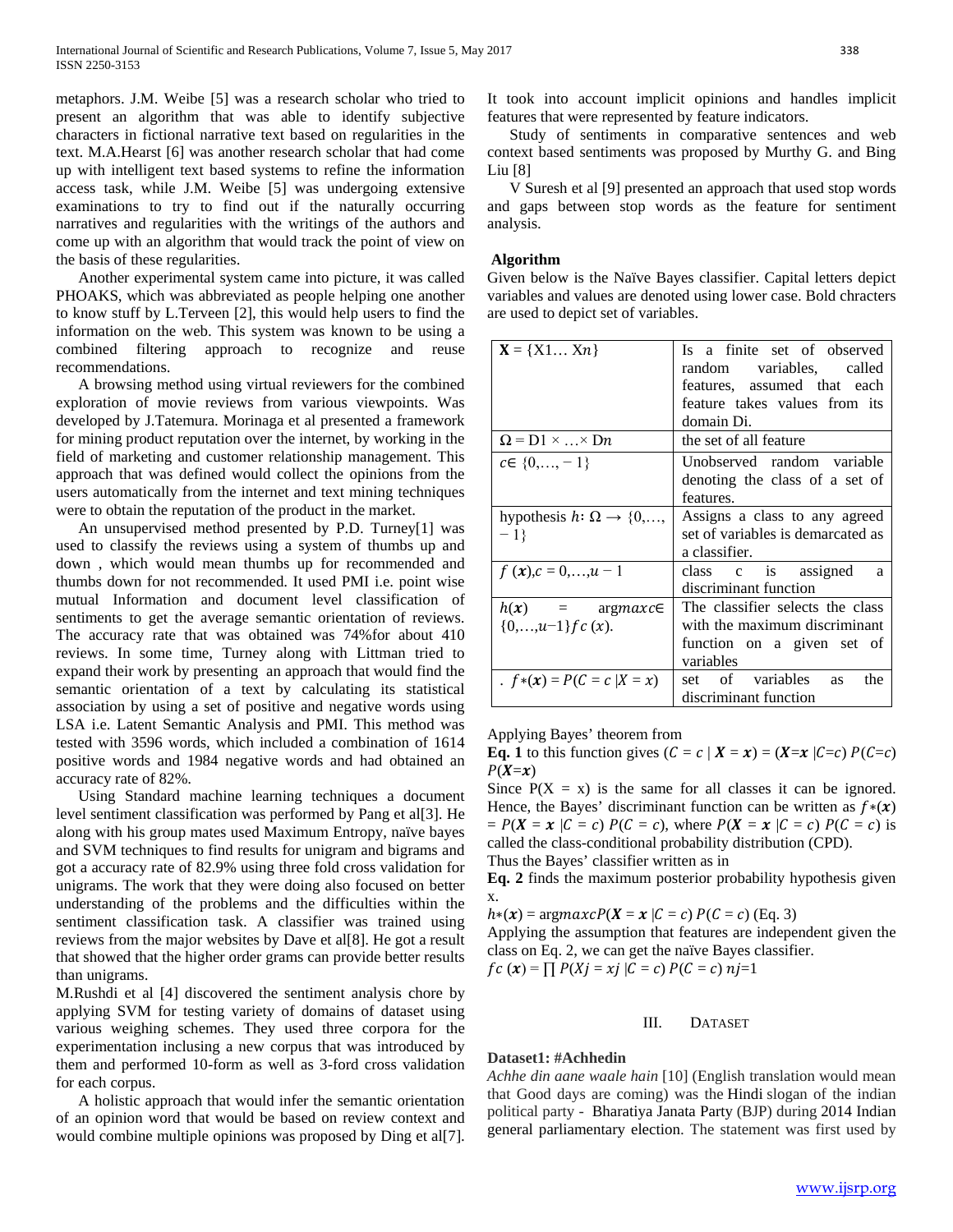metaphors. J.M. Weibe [5] was a research scholar who tried to present an algorithm that was able to identify subjective characters in fictional narrative text based on regularities in the text. M.A.Hearst [6] was another research scholar that had come up with intelligent text based systems to refine the information access task, while J.M. Weibe [5] was undergoing extensive examinations to try to find out if the naturally occurring narratives and regularities with the writings of the authors and come up with an algorithm that would track the point of view on the basis of these regularities.

Another experimental system came into picture, it was called PHOAKS, which was abbreviated as people helping one another to know stuff by L.Terveen [2], this would help users to find the information on the web. This system was known to be using a combined filtering approach to recognize and reuse recommendations.

A browsing method using virtual reviewers for the combined exploration of movie reviews from various viewpoints. Was developed by J.Tatemura. Morinaga et al presented a framework for mining product reputation over the internet, by working in the field of marketing and customer relationship management. This approach that was defined would collect the opinions from the users automatically from the internet and text mining techniques were to obtain the reputation of the product in the market.

An unsupervised method presented by P.D. Turney[1] was used to classify the reviews using a system of thumbs up and down , which would mean thumbs up for recommended and thumbs down for not recommended. It used PMI i.e. point wise mutual Information and document level classification of sentiments to get the average semantic orientation of reviews. The accuracy rate that was obtained was 74%for about 410 reviews. In some time, Turney along with Littman tried to expand their work by presenting an approach that would find the semantic orientation of a text by calculating its statistical association by using a set of positive and negative words using LSA i.e. Latent Semantic Analysis and PMI. This method was tested with 3596 words, which included a combination of 1614 positive words and 1984 negative words and had obtained an accuracy rate of 82%.

Using Standard machine learning techniques a document level sentiment classification was performed by Pang et al[3]. He along with his group mates used Maximum Entropy, naïve bayes and SVM techniques to find results for unigram and bigrams and got a accuracy rate of 82.9% using three fold cross validation for unigrams. The work that they were doing also focused on better understanding of the problems and the difficulties within the sentiment classification task. A classifier was trained using reviews from the major websites by Dave et al[8]. He got a result that showed that the higher order grams can provide better results than unigrams.

M.Rushdi et al [4] discovered the sentiment analysis chore by applying SVM for testing variety of domains of dataset using various weighing schemes. They used three corpora for the experimentation inclusing a new corpus that was introduced by them and performed 10-form as well as 3-ford cross validation for each corpus.

A holistic approach that would infer the semantic orientation of an opinion word that would be based on review context and would combine multiple opinions was proposed by Ding et al[7]. It took into account implicit opinions and handles implicit features that were represented by feature indicators.

Study of sentiments in comparative sentences and web context based sentiments was proposed by Murthy G. and Bing Liu [8]

V Suresh et al [9] presented an approach that used stop words and gaps between stop words as the feature for sentiment analysis.

**Algorithm**

Given below is the Naïve Bayes classifier. Capital letters depict variables and values are denoted using lower case. Bold chracters are used to depict set of variables.

| | |
|---|---|
| $\mathbf{X} = \{X1\ldots Xn\}$ | Is a finite set of observed random variables, called features, assumed that each feature takes values from its domain Di. |
| $\Omega = D1 \times \ldots \times Dn$ | the set of all feature |
| $c \in \{0,\ldots, -1\}$ | Unobserved random variable denoting the class of a set of features. |
| hypothesis $h: \Omega \rightarrow \{0,\ldots, -1\}$ | Assigns a class to any agreed set of variables is demarcated as a classifier. |
| $f(\boldsymbol{x}), c = 0,\ldots,u-1$ | class c is assigned a discriminant function |
| $h(\boldsymbol{x}) = \arg max c \in \{0,\ldots,u-1\} f c(x)$. | The classifier selects the class with the maximum discriminant function on a given set of variables |
| . $f*(\boldsymbol{x}) = P(C = c \mid X = x)$ | set of variables as the discriminant function |

Applying Bayes' theorem from

**Eq. 1** to this function gives $(C = c \mid \boldsymbol{X} = \boldsymbol{x}) = (\boldsymbol{X}=\boldsymbol{x} \mid C=c)\, P(C=c)\, P(\boldsymbol{X}=\boldsymbol{x})$

Since $P(X = x)$ is the same for all classes it can be ignored. Hence, the Bayes' discriminant function can be written as $f*(\boldsymbol{x}) = P(\boldsymbol{X} = \boldsymbol{x} \mid C = c)\, P(C = c)$, where $P(\boldsymbol{X} = \boldsymbol{x} \mid C = c)\, P(C = c)$ is called the class-conditional probability distribution (CPD).

Thus the Bayes' classifier written as in

**Eq. 2** finds the maximum posterior probability hypothesis given x.

$h*(\boldsymbol{x}) = \arg max c P(\boldsymbol{X} = \boldsymbol{x} \mid C = c)\, P(C = c)$ (Eq. 3)

Applying the assumption that features are independent given the class on Eq. 2, we can get the naïve Bayes classifier.

$f c(\boldsymbol{x}) = \prod P(Xj = xj \mid C = c)\, P(C = c)\; nj=1$

## III. Dataset

**Dataset1: #Achhedin**

*Achhe din aane waale hain* [10] (English translation would mean that Good days are coming) was the Hindi slogan of the indian political party - Bharatiya Janata Party (BJP) during 2014 Indian general parliamentary election. The statement was first used by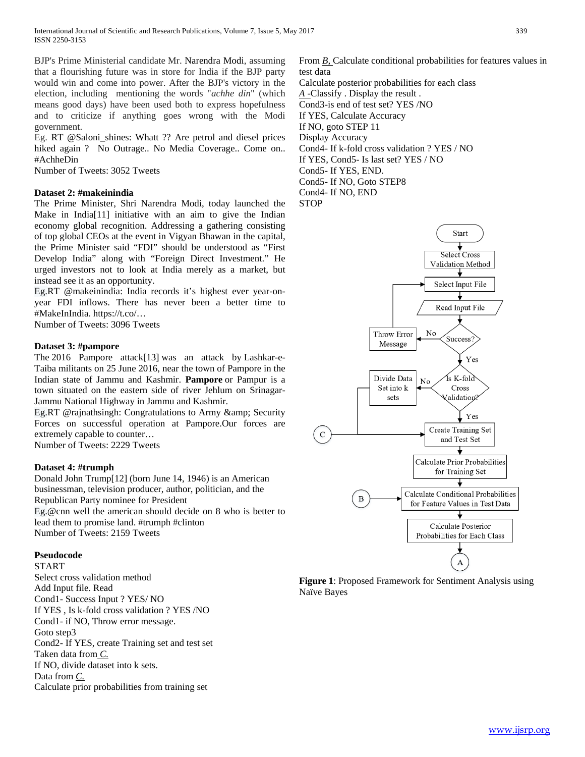BJP's Prime Ministerial candidate Mr. Narendra Modi, assuming that a flourishing future was in store for India if the BJP party would win and come into power. After the BJP's victory in the election, including mentioning the words "*achhe din*" (which means good days) have been used both to express hopefulness and to criticize if anything goes wrong with the Modi government.

Eg. RT @Saloni_shines: Whatt ?? Are petrol and diesel prices hiked again ? No Outrage.. No Media Coverage.. Come on.. #AchheDin

Number of Tweets: 3052 Tweets

**Dataset 2: #makeinindia**

The Prime Minister, Shri Narendra Modi, today launched the Make in India[11] initiative with an aim to give the Indian economy global recognition. Addressing a gathering consisting of top global CEOs at the event in Vigyan Bhawan in the capital, the Prime Minister said "FDI" should be understood as "First Develop India" along with "Foreign Direct Investment." He urged investors not to look at India merely as a market, but instead see it as an opportunity.

Eg.RT @makeinindia: India records it's highest ever year-on-year FDI inflows. There has never been a better time to #MakeInIndia. https://t.co/…

Number of Tweets: 3096 Tweets

**Dataset 3: #pampore**

The 2016 Pampore attack[13] was an attack by Lashkar-e-Taiba militants on 25 June 2016, near the town of Pampore in the Indian state of Jammu and Kashmir. **Pampore** or Pampur is a town situated on the eastern side of river Jehlum on Srinagar-Jammu National Highway in Jammu and Kashmir.

Eg.RT @rajnathsingh: Congratulations to Army &amp; Security Forces on successful operation at Pampore.Our forces are extremely capable to counter…

Number of Tweets: 2229 Tweets

**Dataset 4: #trumph**

Donald John Trump[12] (born June 14, 1946) is an American businessman, television producer, author, politician, and the Republican Party nominee for President

Eg.@cnn well the american should decide on 8 who is better to lead them to promise land. #trumph #clinton

Number of Tweets: 2159 Tweets

**Pseudocode**

START
Select cross validation method
Add Input file. Read
Cond1- Success Input ? YES/ NO
If YES , Is k-fold cross validation ? YES /NO
Cond1- if NO, Throw error message.
Goto step3
Cond2- If YES, create Training set and test set
Taken data from *C.*
If NO, divide dataset into k sets.
Data from *C.*
Calculate prior probabilities from training set
From *B,* Calculate conditional probabilities for features values in test data
Calculate posterior probabilities for each class
*A* -Classify . Display the result .
Cond3-is end of test set? YES /NO
If YES, Calculate Accuracy
If NO, goto STEP 11
Display Accuracy
Cond4- If k-fold cross validation ? YES / NO
If YES, Cond5- Is last set? YES / NO
Cond5- If YES, END.
Cond5- If NO, Goto STEP8
Cond4- If NO, END
STOP

Start → Select Cross Validation Method → Select Input File → Read Input File → Success? (No → Throw Error Message → Select Input File; Yes →) Is K-fold Cross Validation? (No → Divide Data Set into k sets → Create Training Set and Test Set; Yes →) Create Training Set and Test Set (← C) → Calculate Prior Probabilities for Training Set → Calculate Conditional Probabilities for Feature Values in Test Data (← B) → Calculate Posterior Probabilities for Each Class → A

**Figure 1**: Proposed Framework for Sentiment Analysis using Naïve Bayes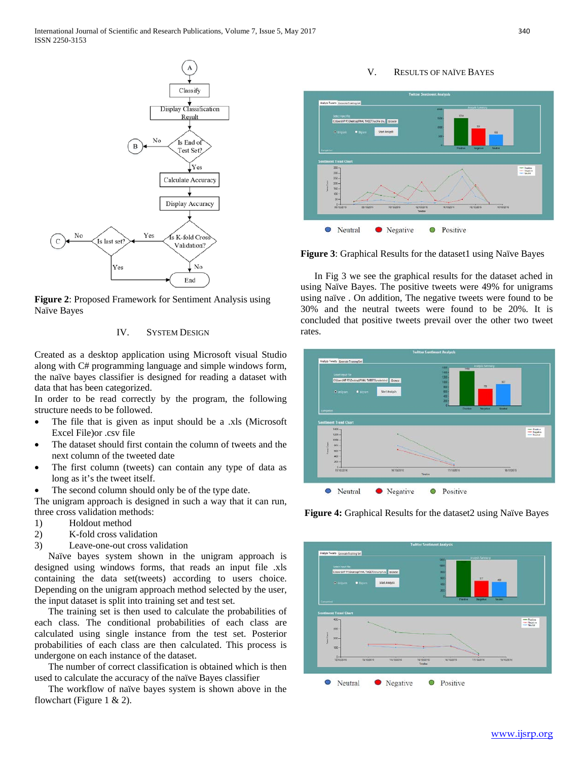Figure 2: Proposed Framework for Sentiment Analysis using Naïve Bayes

## IV. SYSTEM DESIGN

Created as a desktop application using Microsoft visual Studio along with C# programming language and simple windows form, the naïve bayes classifier is designed for reading a dataset with data that has been categorized.

In order to be read correctly by the program, the following structure needs to be followed.

- The file that is given as input should be a .xls (Microsoft Excel File)or .csv file
- The dataset should first contain the column of tweets and the next column of the tweeted date
- The first column (tweets) can contain any type of data as long as it's the tweet itself.
- The second column should only be of the type date.

The unigram approach is designed in such a way that it can run, three cross validation methods:

1) Holdout method
2) K-fold cross validation
3) Leave-one-out cross validation

Naïve bayes system shown in the unigram approach is designed using windows forms, that reads an input file .xls containing the data set(tweets) according to users choice. Depending on the unigram approach method selected by the user, the input dataset is split into training set and test set.

The training set is then used to calculate the probabilities of each class. The conditional probabilities of each class are calculated using single instance from the test set. Posterior probabilities of each class are then calculated. This process is undergone on each instance of the dataset.

The number of correct classification is obtained which is then used to calculate the accuracy of the naïve Bayes classifier

The workflow of naïve bayes system is shown above in the flowchart (Figure 1 & 2).

## V. RESULTS OF NAÏVE BAYES

**Figure 3**: Graphical Results for the dataset1 using Naïve Bayes

In Fig 3 we see the graphical results for the dataset ached in using Naïve Bayes. The positive tweets were 49% for unigrams using naïve . On addition, The negative tweets were found to be 30% and the neutral tweets were found to be 20%. It is concluded that positive tweets prevail over the other two tweet rates.

**Figure 4:** Graphical Results for the dataset2 using Naïve Bayes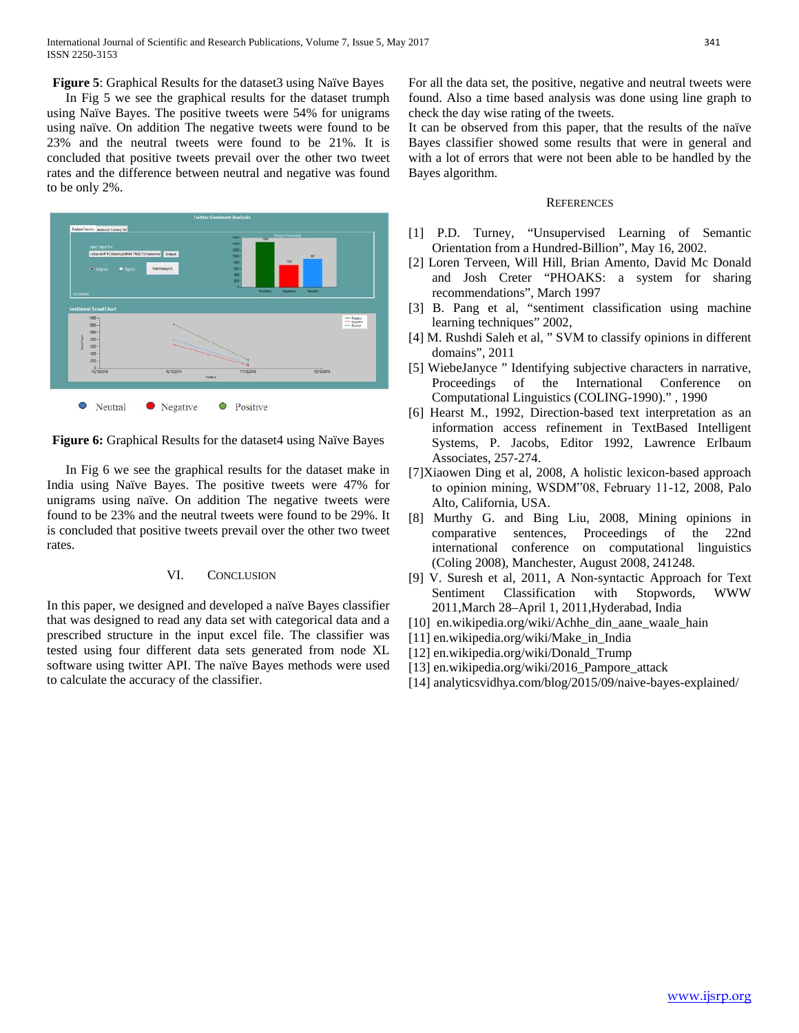**Figure 5**: Graphical Results for the dataset3 using Naïve Bayes

In Fig 5 we see the graphical results for the dataset trumph using Naïve Bayes. The positive tweets were 54% for unigrams using naïve. On addition The negative tweets were found to be 23% and the neutral tweets were found to be 21%. It is concluded that positive tweets prevail over the other two tweet rates and the difference between neutral and negative was found to be only 2%.

Neutral Negative Positive

**Figure 6:** Graphical Results for the dataset4 using Naïve Bayes

In Fig 6 we see the graphical results for the dataset make in India using Naïve Bayes. The positive tweets were 47% for unigrams using naïve. On addition The negative tweets were found to be 23% and the neutral tweets were found to be 29%. It is concluded that positive tweets prevail over the other two tweet rates.

## VI. Conclusion

In this paper, we designed and developed a naïve Bayes classifier that was designed to read any data set with categorical data and a prescribed structure in the input excel file. The classifier was tested using four different data sets generated from node XL software using twitter API. The naïve Bayes methods were used to calculate the accuracy of the classifier.

For all the data set, the positive, negative and neutral tweets were found. Also a time based analysis was done using line graph to check the day wise rating of the tweets.

It can be observed from this paper, that the results of the naïve Bayes classifier showed some results that were in general and with a lot of errors that were not been able to be handled by the Bayes algorithm.

## References

[1] P.D. Turney, "Unsupervised Learning of Semantic Orientation from a Hundred-Billion", May 16, 2002.

[2] Loren Terveen, Will Hill, Brian Amento, David Mc Donald and Josh Creter "PHOAKS: a system for sharing recommendations", March 1997

[3] B. Pang et al, "sentiment classification using machine learning techniques" 2002,

[4] M. Rushdi Saleh et al, " SVM to classify opinions in different domains", 2011

[5] WiebeJanyce " Identifying subjective characters in narrative, Proceedings of the International Conference on Computational Linguistics (COLING-1990)." , 1990

[6] Hearst M., 1992, Direction-based text interpretation as an information access refinement in TextBased Intelligent Systems, P. Jacobs, Editor 1992, Lawrence Erlbaum Associates, 257-274.

[7]Xiaowen Ding et al, 2008, A holistic lexicon-based approach to opinion mining, WSDM"08, February 11-12, 2008, Palo Alto, California, USA.

[8] Murthy G. and Bing Liu, 2008, Mining opinions in comparative sentences, Proceedings of the 22nd international conference on computational linguistics (Coling 2008), Manchester, August 2008, 241248.

[9] V. Suresh et al, 2011, A Non-syntactic Approach for Text Sentiment Classification with Stopwords, WWW 2011,March 28–April 1, 2011,Hyderabad, India

[10] en.wikipedia.org/wiki/Achhe_din_aane_waale_hain

[11] en.wikipedia.org/wiki/Make_in_India

[12] en.wikipedia.org/wiki/Donald_Trump

[13] en.wikipedia.org/wiki/2016_Pampore_attack

[14] analyticsvidhya.com/blog/2015/09/naive-bayes-explained/